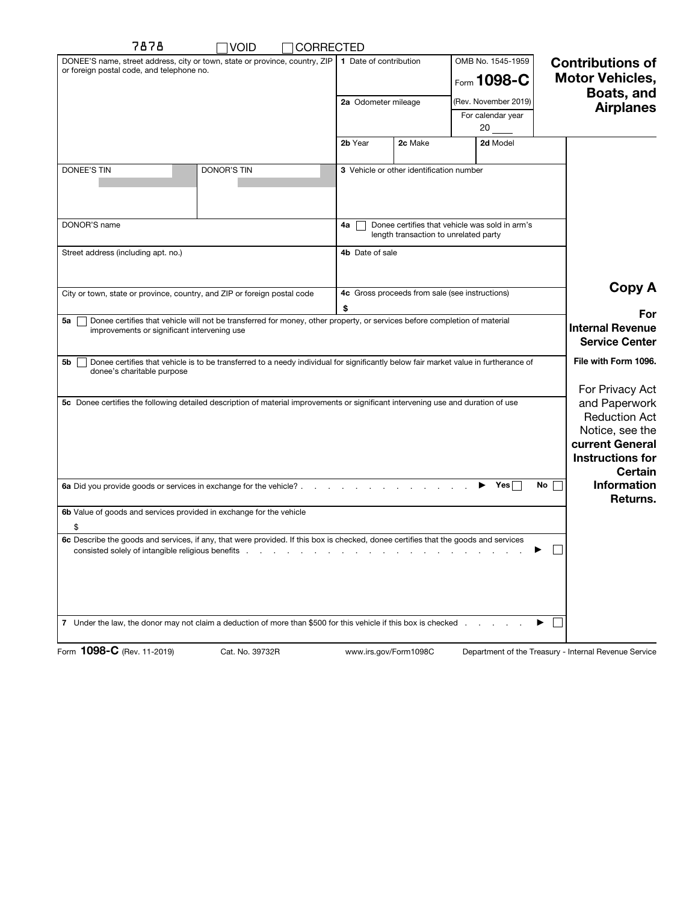7878 ☐ VOID ☐ CORRECTED

# Form 1098-C — Contributions of Motor Vehicles, Boats, and Airplanes

OMB No. 1545-1959

Form **1098-C** (Rev. November 2019)

For calendar year 20 ____

| | | | |
|---|---|---|---|
| DONEE'S name, street address, city or town, state or province, country, ZIP or foreign postal code, and telephone no. | | **1** Date of contribution | |
| | | **2a** Odometer mileage | |
| | | **2b** Year / **2c** Make / **2d** Model | |
| DONEE'S TIN | DONOR'S TIN | **3** Vehicle or other identification number | |
| DONOR'S name | | **4a** ☐ Donee certifies that vehicle was sold in arm's length transaction to unrelated party | |
| Street address (including apt. no.) | | **4b** Date of sale | |
| City or town, state or province, country, and ZIP or foreign postal code | | **4c** Gross proceeds from sale (see instructions) $ | |

**5a** ☐ Donee certifies that vehicle will not be transferred for money, other property, or services before completion of material improvements or significant intervening use

**5b** ☐ Donee certifies that vehicle is to be transferred to a needy individual for significantly below fair market value in furtherance of donee's charitable purpose

**5c** Donee certifies the following detailed description of material improvements or significant intervening use and duration of use

**6a** Did you provide goods or services in exchange for the vehicle? . . . . . . . . . . . . . ▶ Yes ☐ No ☐

**6b** Value of goods and services provided in exchange for the vehicle

$

**6c** Describe the goods and services, if any, that were provided. If this box is checked, donee certifies that the goods and services consisted solely of intangible religious benefits . . . . . . . . . . . . . . . . . . . . . ▶ ☐

**7** Under the law, the donor may not claim a deduction of more than $500 for this vehicle if this box is checked . . . . . . ▶ ☐

## Copy A

**For Internal Revenue Service Center**

**File with Form 1096.**

For Privacy Act and Paperwork Reduction Act Notice, see the **current General Instructions for Certain Information Returns.**

Form **1098-C** (Rev. 11-2019) Cat. No. 39732R www.irs.gov/Form1098C Department of the Treasury - Internal Revenue Service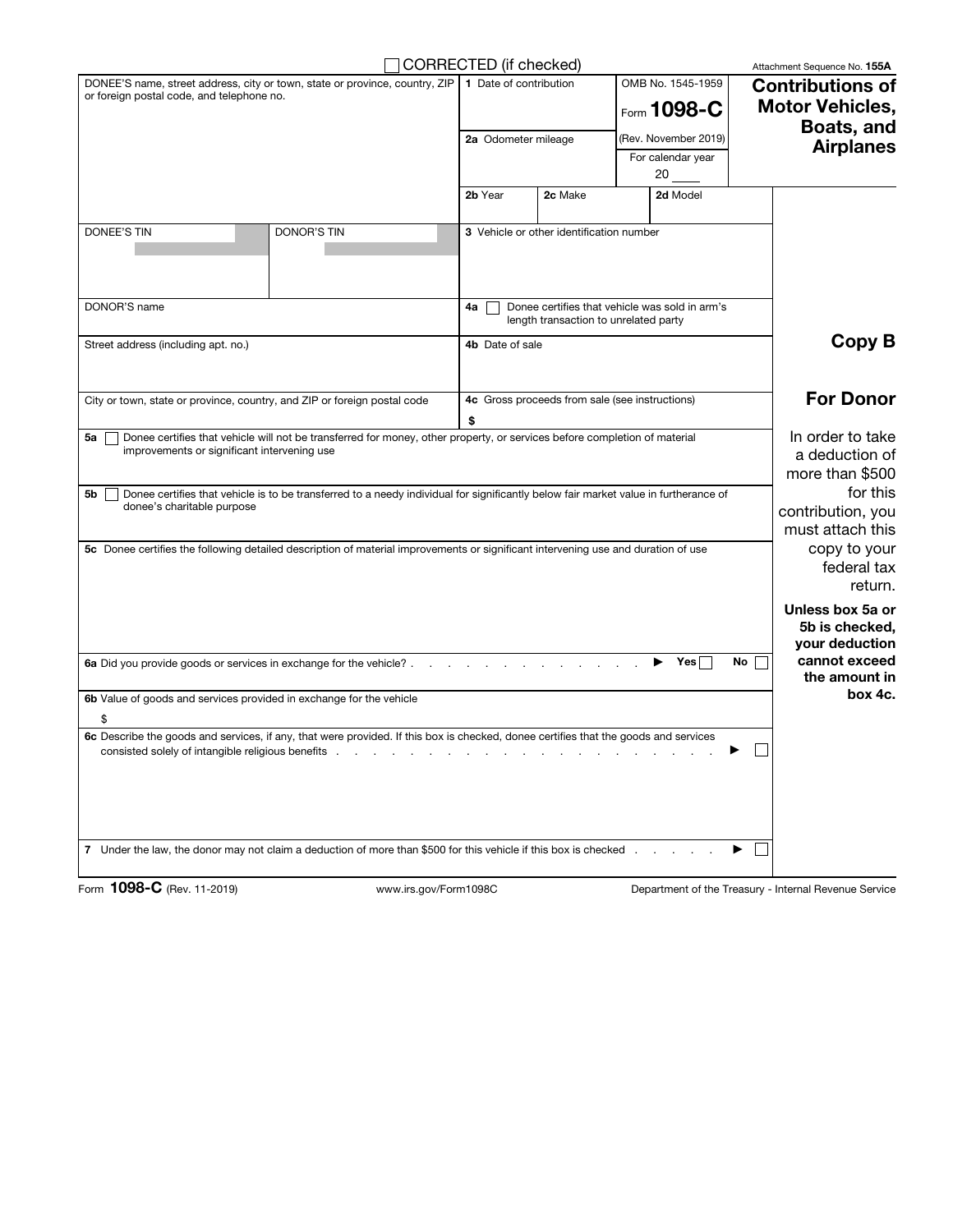☐ CORRECTED (if checked)

Attachment Sequence No. **155A**

# Contributions of Motor Vehicles, Boats, and Airplanes

OMB No. 1545-1959

Form **1098-C**

(Rev. November 2019)

For calendar year 20 ____

| | |
|---|---|
| DONEE'S name, street address, city or town, state or province, country, ZIP or foreign postal code, and telephone no. | **1** Date of contribution |
| | **2a** Odometer mileage |
| | **2b** Year / **2c** Make / **2d** Model |
| DONEE'S TIN / DONOR'S TIN | **3** Vehicle or other identification number |
| DONOR'S name | **4a** ☐ Donee certifies that vehicle was sold in arm's length transaction to unrelated party |
| Street address (including apt. no.) | **4b** Date of sale |
| City or town, state or province, country, and ZIP or foreign postal code | **4c** Gross proceeds from sale (see instructions) $ |

**5a** ☐ Donee certifies that vehicle will not be transferred for money, other property, or services before completion of material improvements or significant intervening use

**5b** ☐ Donee certifies that vehicle is to be transferred to a needy individual for significantly below fair market value in furtherance of donee's charitable purpose

**5c** Donee certifies the following detailed description of material improvements or significant intervening use and duration of use

**6a** Did you provide goods or services in exchange for the vehicle? . . . . . . . . . . . . . ▶ Yes ☐ No ☐

**6b** Value of goods and services provided in exchange for the vehicle

$

**6c** Describe the goods and services, if any, that were provided. If this box is checked, donee certifies that the goods and services consisted solely of intangible religious benefits . . . . . . . . . . . . . . . . . . . . ▶ ☐

**7** Under the law, the donor may not claim a deduction of more than $500 for this vehicle if this box is checked . . . . . . ▶ ☐

## Copy B

## For Donor

In order to take a deduction of more than $500 for this contribution, you must attach this copy to your federal tax return.

**Unless box 5a or 5b is checked, your deduction cannot exceed the amount in box 4c.**

Form **1098-C** (Rev. 11-2019) www.irs.gov/Form1098C Department of the Treasury - Internal Revenue Service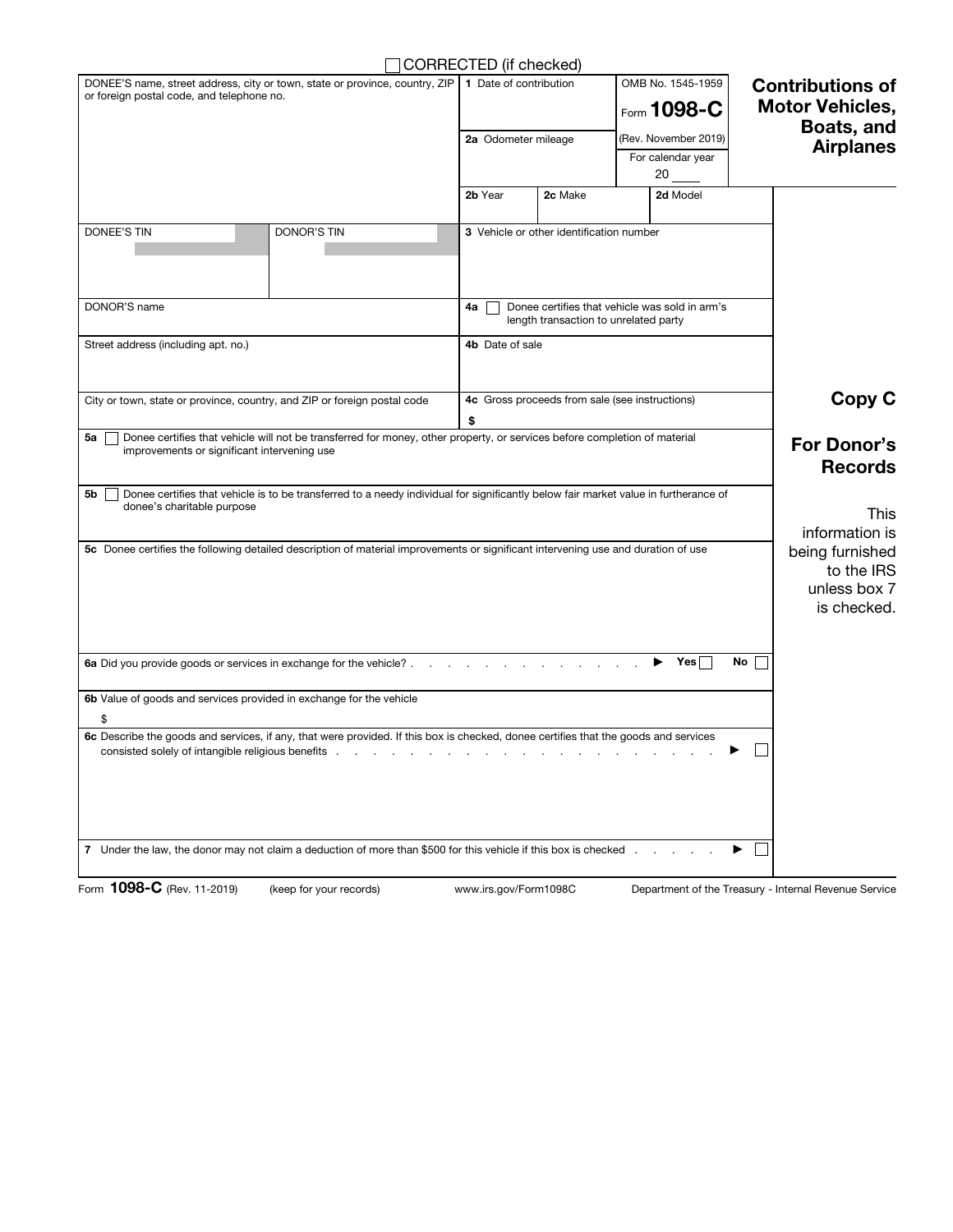☐ CORRECTED (if checked)

| DONEE'S name, street address, city or town, state or province, country, ZIP or foreign postal code, and telephone no. | | 1 Date of contribution | | OMB No. 1545-1959 Form **1098-C** | **Contributions of Motor Vehicles, Boats, and Airplanes** |
|---|---|---|---|---|---|
| | | 2a Odometer mileage | | (Rev. November 2019) For calendar year 20 ____ | |
| | | 2b Year | 2c Make | 2d Model | |
| DONEE'S TIN | DONOR'S TIN | 3 Vehicle or other identification number | | | |
| DONOR'S name | | 4a ☐ Donee certifies that vehicle was sold in arm's length transaction to unrelated party | | | |
| Street address (including apt. no.) | | 4b Date of sale | | | |
| City or town, state or province, country, and ZIP or foreign postal code | | 4c Gross proceeds from sale (see instructions) $ | | | **Copy C** |

5a ☐ Donee certifies that vehicle will not be transferred for money, other property, or services before completion of material improvements or significant intervening use

5b ☐ Donee certifies that vehicle is to be transferred to a needy individual for significantly below fair market value in furtherance of donee's charitable purpose

5c Donee certifies the following detailed description of material improvements or significant intervening use and duration of use

6a Did you provide goods or services in exchange for the vehicle? . . . . . . . . . . . . . . ▶ Yes ☐ No ☐

6b Value of goods and services provided in exchange for the vehicle

$

6c Describe the goods and services, if any, that were provided. If this box is checked, donee certifies that the goods and services consisted solely of intangible religious benefits . . . . . . . . . . . . . . . . . . . . . . ▶ ☐

7 Under the law, the donor may not claim a deduction of more than $500 for this vehicle if this box is checked . . . . . . ▶ ☐

**For Donor's Records**

This information is being furnished to the IRS unless box 7 is checked.

Form **1098-C** (Rev. 11-2019) (keep for your records) www.irs.gov/Form1098C Department of the Treasury - Internal Revenue Service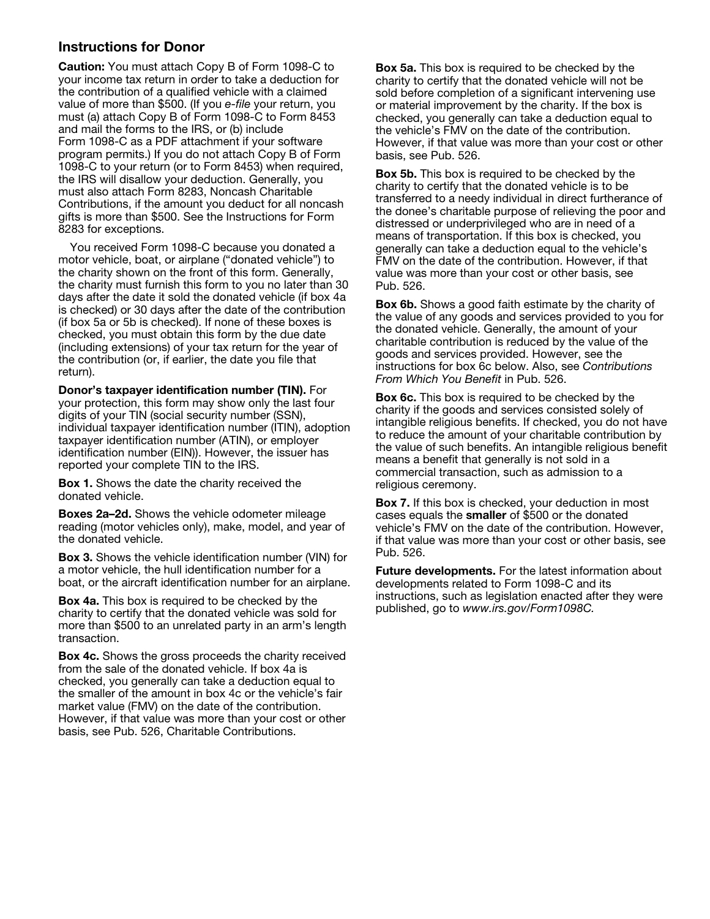## Instructions for Donor

**Caution:** You must attach Copy B of Form 1098-C to your income tax return in order to take a deduction for the contribution of a qualified vehicle with a claimed value of more than $500. (If you *e-file* your return, you must (a) attach Copy B of Form 1098-C to Form 8453 and mail the forms to the IRS, or (b) include Form 1098-C as a PDF attachment if your software program permits.) If you do not attach Copy B of Form 1098-C to your return (or to Form 8453) when required, the IRS will disallow your deduction. Generally, you must also attach Form 8283, Noncash Charitable Contributions, if the amount you deduct for all noncash gifts is more than $500. See the Instructions for Form 8283 for exceptions.

You received Form 1098-C because you donated a motor vehicle, boat, or airplane ("donated vehicle") to the charity shown on the front of this form. Generally, the charity must furnish this form to you no later than 30 days after the date it sold the donated vehicle (if box 4a is checked) or 30 days after the date of the contribution (if box 5a or 5b is checked). If none of these boxes is checked, you must obtain this form by the due date (including extensions) of your tax return for the year of the contribution (or, if earlier, the date you file that return).

**Donor's taxpayer identification number (TIN).** For your protection, this form may show only the last four digits of your TIN (social security number (SSN), individual taxpayer identification number (ITIN), adoption taxpayer identification number (ATIN), or employer identification number (EIN)). However, the issuer has reported your complete TIN to the IRS.

**Box 1.** Shows the date the charity received the donated vehicle.

**Boxes 2a–2d.** Shows the vehicle odometer mileage reading (motor vehicles only), make, model, and year of the donated vehicle.

**Box 3.** Shows the vehicle identification number (VIN) for a motor vehicle, the hull identification number for a boat, or the aircraft identification number for an airplane.

**Box 4a.** This box is required to be checked by the charity to certify that the donated vehicle was sold for more than $500 to an unrelated party in an arm's length transaction.

**Box 4c.** Shows the gross proceeds the charity received from the sale of the donated vehicle. If box 4a is checked, you generally can take a deduction equal to the smaller of the amount in box 4c or the vehicle's fair market value (FMV) on the date of the contribution. However, if that value was more than your cost or other basis, see Pub. 526, Charitable Contributions.

**Box 5a.** This box is required to be checked by the charity to certify that the donated vehicle will not be sold before completion of a significant intervening use or material improvement by the charity. If the box is checked, you generally can take a deduction equal to the vehicle's FMV on the date of the contribution. However, if that value was more than your cost or other basis, see Pub. 526.

**Box 5b.** This box is required to be checked by the charity to certify that the donated vehicle is to be transferred to a needy individual in direct furtherance of the donee's charitable purpose of relieving the poor and distressed or underprivileged who are in need of a means of transportation. If this box is checked, you generally can take a deduction equal to the vehicle's FMV on the date of the contribution. However, if that value was more than your cost or other basis, see Pub. 526.

**Box 6b.** Shows a good faith estimate by the charity of the value of any goods and services provided to you for the donated vehicle. Generally, the amount of your charitable contribution is reduced by the value of the goods and services provided. However, see the instructions for box 6c below. Also, see *Contributions From Which You Benefit* in Pub. 526.

**Box 6c.** This box is required to be checked by the charity if the goods and services consisted solely of intangible religious benefits. If checked, you do not have to reduce the amount of your charitable contribution by the value of such benefits. An intangible religious benefit means a benefit that generally is not sold in a commercial transaction, such as admission to a religious ceremony.

**Box 7.** If this box is checked, your deduction in most cases equals the **smaller** of $500 or the donated vehicle's FMV on the date of the contribution. However, if that value was more than your cost or other basis, see Pub. 526.

**Future developments.** For the latest information about developments related to Form 1098-C and its instructions, such as legislation enacted after they were published, go to *www.irs.gov/Form1098C.*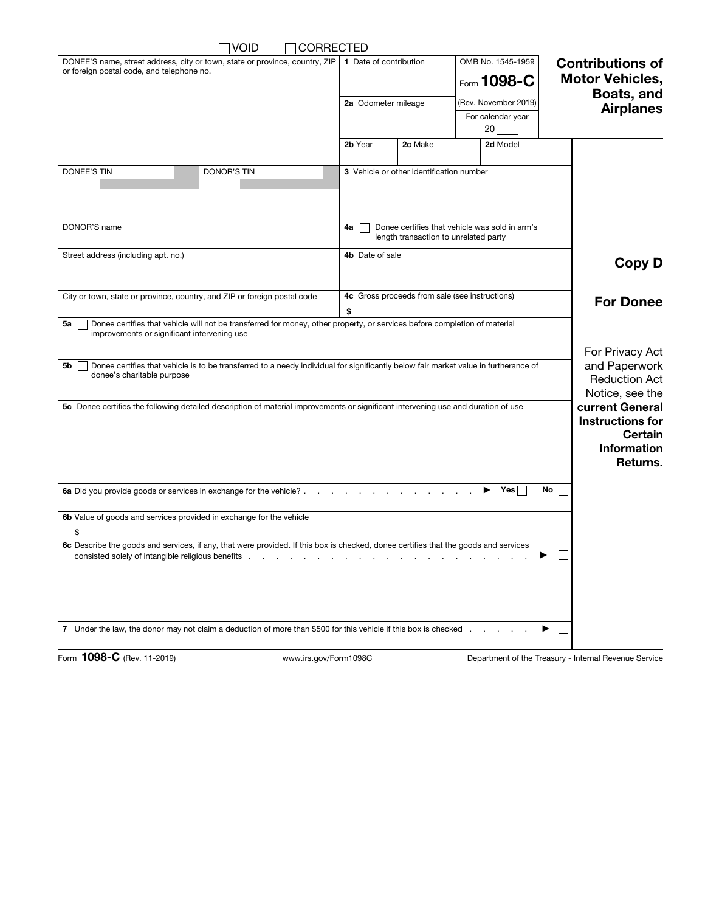☐ VOID ☐ CORRECTED

# Form 1098-C — Contributions of Motor Vehicles, Boats, and Airplanes

OMB No. 1545-1959

Form **1098-C** (Rev. November 2019)

For calendar year 20 ____

| | |
|---|---|
| DONEE'S name, street address, city or town, state or province, country, ZIP or foreign postal code, and telephone no. | **1** Date of contribution |
| | **2a** Odometer mileage |
| | **2b** Year / **2c** Make / **2d** Model |
| DONEE'S TIN / DONOR'S TIN | **3** Vehicle or other identification number |
| DONOR'S name | **4a** ☐ Donee certifies that vehicle was sold in arm's length transaction to unrelated party |
| Street address (including apt. no.) | **4b** Date of sale |
| City or town, state or province, country, and ZIP or foreign postal code | **4c** Gross proceeds from sale (see instructions) $ |

**5a** ☐ Donee certifies that vehicle will not be transferred for money, other property, or services before completion of material improvements or significant intervening use

**5b** ☐ Donee certifies that vehicle is to be transferred to a needy individual for significantly below fair market value in furtherance of donee's charitable purpose

**5c** Donee certifies the following detailed description of material improvements or significant intervening use and duration of use

**6a** Did you provide goods or services in exchange for the vehicle? . . . . . . . . . . . . . . ▶ Yes ☐ No ☐

**6b** Value of goods and services provided in exchange for the vehicle

$

**6c** Describe the goods and services, if any, that were provided. If this box is checked, donee certifies that the goods and services consisted solely of intangible religious benefits . . . . . . . . . . . . . . . . . . . . ▶ ☐

**7** Under the law, the donor may not claim a deduction of more than $500 for this vehicle if this box is checked . . . . . . ▶ ☐

## Copy D

## For Donee

For Privacy Act and Paperwork Reduction Act Notice, see the **current General Instructions for Certain Information Returns.**

Form **1098-C** (Rev. 11-2019) www.irs.gov/Form1098C Department of the Treasury - Internal Revenue Service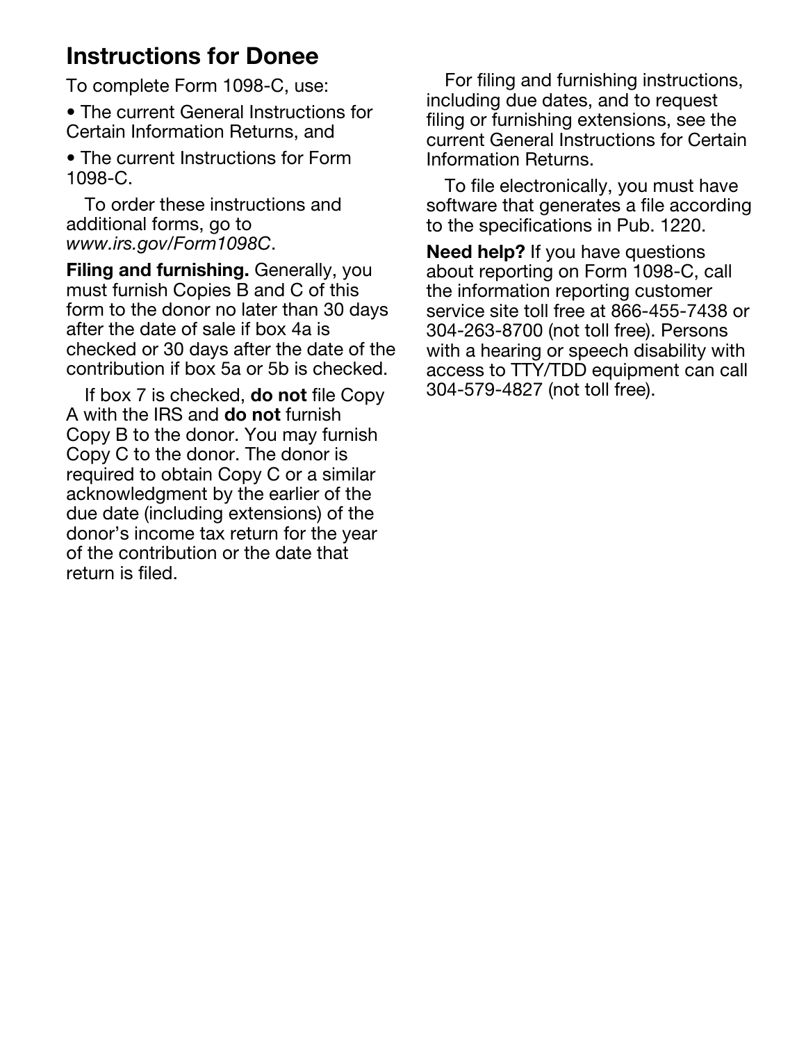## Instructions for Donee

To complete Form 1098-C, use:

- The current General Instructions for Certain Information Returns, and
- The current Instructions for Form 1098-C.

To order these instructions and additional forms, go to *www.irs.gov/Form1098C*.

**Filing and furnishing.** Generally, you must furnish Copies B and C of this form to the donor no later than 30 days after the date of sale if box 4a is checked or 30 days after the date of the contribution if box 5a or 5b is checked.

If box 7 is checked, **do not** file Copy A with the IRS and **do not** furnish Copy B to the donor. You may furnish Copy C to the donor. The donor is required to obtain Copy C or a similar acknowledgment by the earlier of the due date (including extensions) of the donor's income tax return for the year of the contribution or the date that return is filed.

For filing and furnishing instructions, including due dates, and to request filing or furnishing extensions, see the current General Instructions for Certain Information Returns.

To file electronically, you must have software that generates a file according to the specifications in Pub. 1220.

**Need help?** If you have questions about reporting on Form 1098-C, call the information reporting customer service site toll free at 866-455-7438 or 304-263-8700 (not toll free). Persons with a hearing or speech disability with access to TTY/TDD equipment can call 304-579-4827 (not toll free).